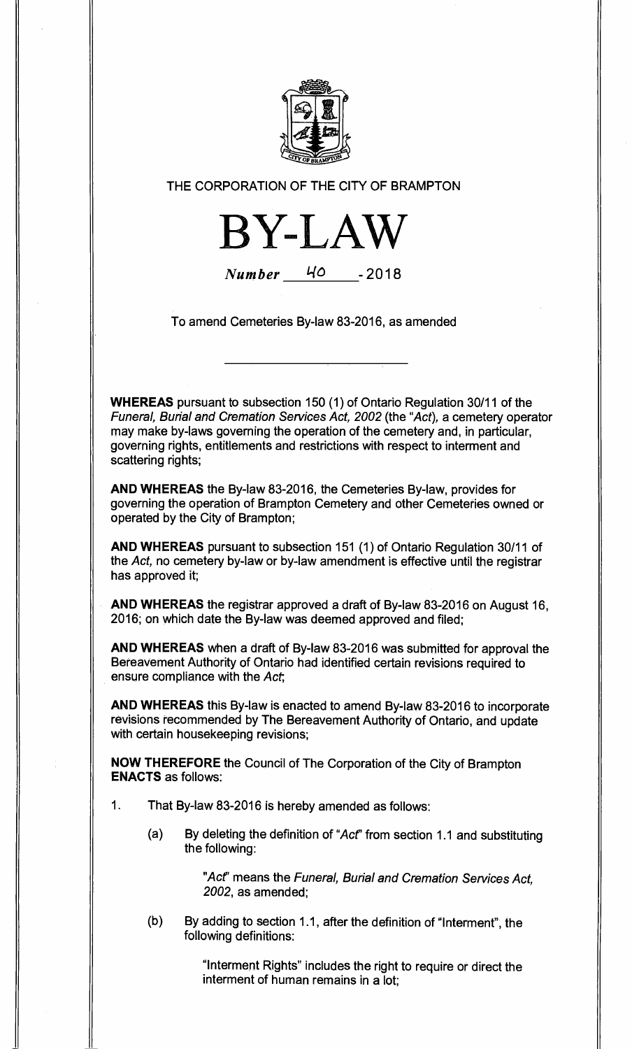THE CORPORATION OF THE CITY OF BRAMPTON

# BY-LAW

*Number* 40 - 2018

To amend Cemeteries By-law 83-2016, as amended

---

**WHEREAS** pursuant to subsection 150 (1) of Ontario Regulation 30/11 of the *Funeral, Burial and Cremation Services Act, 2002* (the "*Act*), a cemetery operator may make by-laws governing the operation of the cemetery and, in particular, governing rights, entitlements and restrictions with respect to interment and scattering rights;

**AND WHEREAS** the By-law 83-2016, the Cemeteries By-law, provides for governing the operation of Brampton Cemetery and other Cemeteries owned or operated by the City of Brampton;

**AND WHEREAS** pursuant to subsection 151 (1) of Ontario Regulation 30/11 of the *Act*, no cemetery by-law or by-law amendment is effective until the registrar has approved it;

**AND WHEREAS** the registrar approved a draft of By-law 83-2016 on August 16, 2016; on which date the By-law was deemed approved and filed;

**AND WHEREAS** when a draft of By-law 83-2016 was submitted for approval the Bereavement Authority of Ontario had identified certain revisions required to ensure compliance with the *Act*;

**AND WHEREAS** this By-law is enacted to amend By-law 83-2016 to incorporate revisions recommended by The Bereavement Authority of Ontario, and update with certain housekeeping revisions;

**NOW THEREFORE** the Council of The Corporation of the City of Brampton **ENACTS** as follows:

1. That By-law 83-2016 is hereby amended as follows:

   (a) By deleting the definition of "*Act*" from section 1.1 and substituting the following:

      "*Act*" means the *Funeral, Burial and Cremation Services Act, 2002*, as amended;

   (b) By adding to section 1.1, after the definition of "Interment", the following definitions:

      "Interment Rights" includes the right to require or direct the interment of human remains in a lot;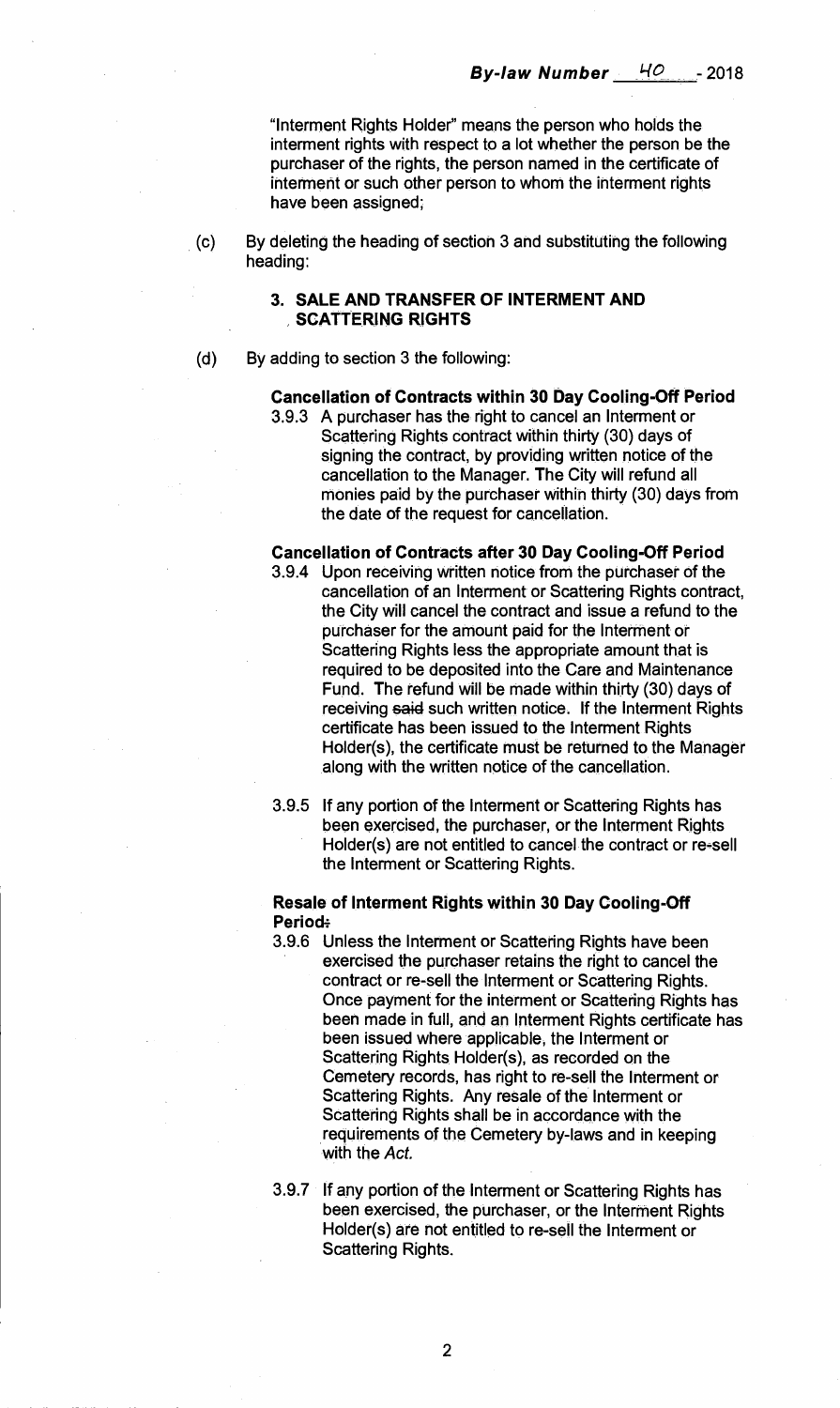"Interment Rights Holder" means the person who holds the interment rights with respect to a lot whether the person be the purchaser of the rights, the person named in the certificate of interment or such other person to whom the interment rights have been assigned;

(c) By deleting the heading of section 3 and substituting the following heading:

**3. SALE AND TRANSFER OF INTERMENT AND SCATTERING RIGHTS**

(d) By adding to section 3 the following:

**Cancellation of Contracts within 30 Day Cooling-Off Period**

3.9.3 A purchaser has the right to cancel an Interment or Scattering Rights contract within thirty (30) days of signing the contract, by providing written notice of the cancellation to the Manager. The City will refund all monies paid by the purchaser within thirty (30) days from the date of the request for cancellation.

**Cancellation of Contracts after 30 Day Cooling-Off Period**

3.9.4 Upon receiving written notice from the purchaser of the cancellation of an Interment or Scattering Rights contract, the City will cancel the contract and issue a refund to the purchaser for the amount paid for the Interment or Scattering Rights less the appropriate amount that is required to be deposited into the Care and Maintenance Fund. The refund will be made within thirty (30) days of receiving ~~said~~ such written notice. If the Interment Rights certificate has been issued to the Interment Rights Holder(s), the certificate must be returned to the Manager along with the written notice of the cancellation.

3.9.5 If any portion of the Interment or Scattering Rights has been exercised, the purchaser, or the Interment Rights Holder(s) are not entitled to cancel the contract or re-sell the Interment or Scattering Rights.

**Resale of Interment Rights within 30 Day Cooling-Off Period~~:~~**

3.9.6 Unless the Interment or Scattering Rights have been exercised the purchaser retains the right to cancel the contract or re-sell the Interment or Scattering Rights. Once payment for the interment or Scattering Rights has been made in full, and an Interment Rights certificate has been issued where applicable, the Interment or Scattering Rights Holder(s), as recorded on the Cemetery records, has right to re-sell the Interment or Scattering Rights. Any resale of the Interment or Scattering Rights shall be in accordance with the requirements of the Cemetery by-laws and in keeping with the *Act.*

3.9.7 If any portion of the Interment or Scattering Rights has been exercised, the purchaser, or the Interment Rights Holder(s) are not entitled to re-sell the Interment or Scattering Rights.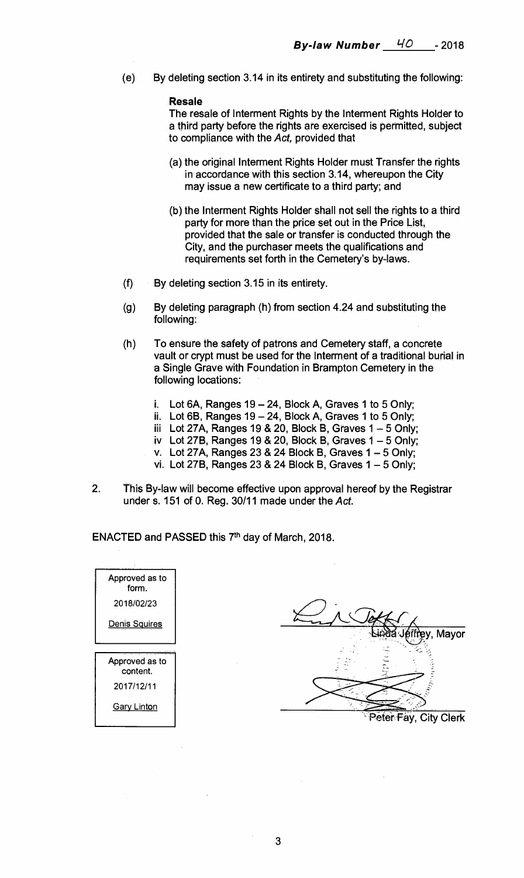**By-law Number 40 - 2018**

(e) By deleting section 3.14 in its entirety and substituting the following:

**Resale**

The resale of Interment Rights by the Interment Rights Holder to a third party before the rights are exercised is permitted, subject to compliance with the *Act,* provided that

(a) the original Interment Rights Holder must Transfer the rights in accordance with this section 3.14, whereupon the City may issue a new certificate to a third party; and

(b) the Interment Rights Holder shall not sell the rights to a third party for more than the price set out in the Price List, provided that the sale or transfer is conducted through the City, and the purchaser meets the qualifications and requirements set forth in the Cemetery's by-laws.

(f) By deleting section 3.15 in its entirety.

(g) By deleting paragraph (h) from section 4.24 and substituting the following:

(h) To ensure the safety of patrons and Cemetery staff, a concrete vault or crypt must be used for the Interment of a traditional burial in a Single Grave with Foundation in Brampton Cemetery in the following locations:

i. Lot 6A, Ranges 19 – 24, Block A, Graves 1 to 5 Only;
ii. Lot 6B, Ranges 19 – 24, Block A, Graves 1 to 5 Only;
iii Lot 27A, Ranges 19 & 20, Block B, Graves 1 – 5 Only;
iv Lot 27B, Ranges 19 & 20, Block B, Graves 1 – 5 Only;
v. Lot 27A, Ranges 23 & 24 Block B, Graves 1 – 5 Only;
vi. Lot 27B, Ranges 23 & 24 Block B, Graves 1 – 5 Only;

2. This By-law will become effective upon approval hereof by the Registrar under s. 151 of O. Reg. 30/11 made under the *Act.*

ENACTED and PASSED this 7th day of March, 2018.

| |
|---|
| Approved as to form. |
| 2018/02/23 |
| Denis Squires |

| |
|---|
| Approved as to content. |
| 2017/12/11 |
| Gary Linton |

Linda Jeffrey, Mayor

Peter Fay, City Clerk